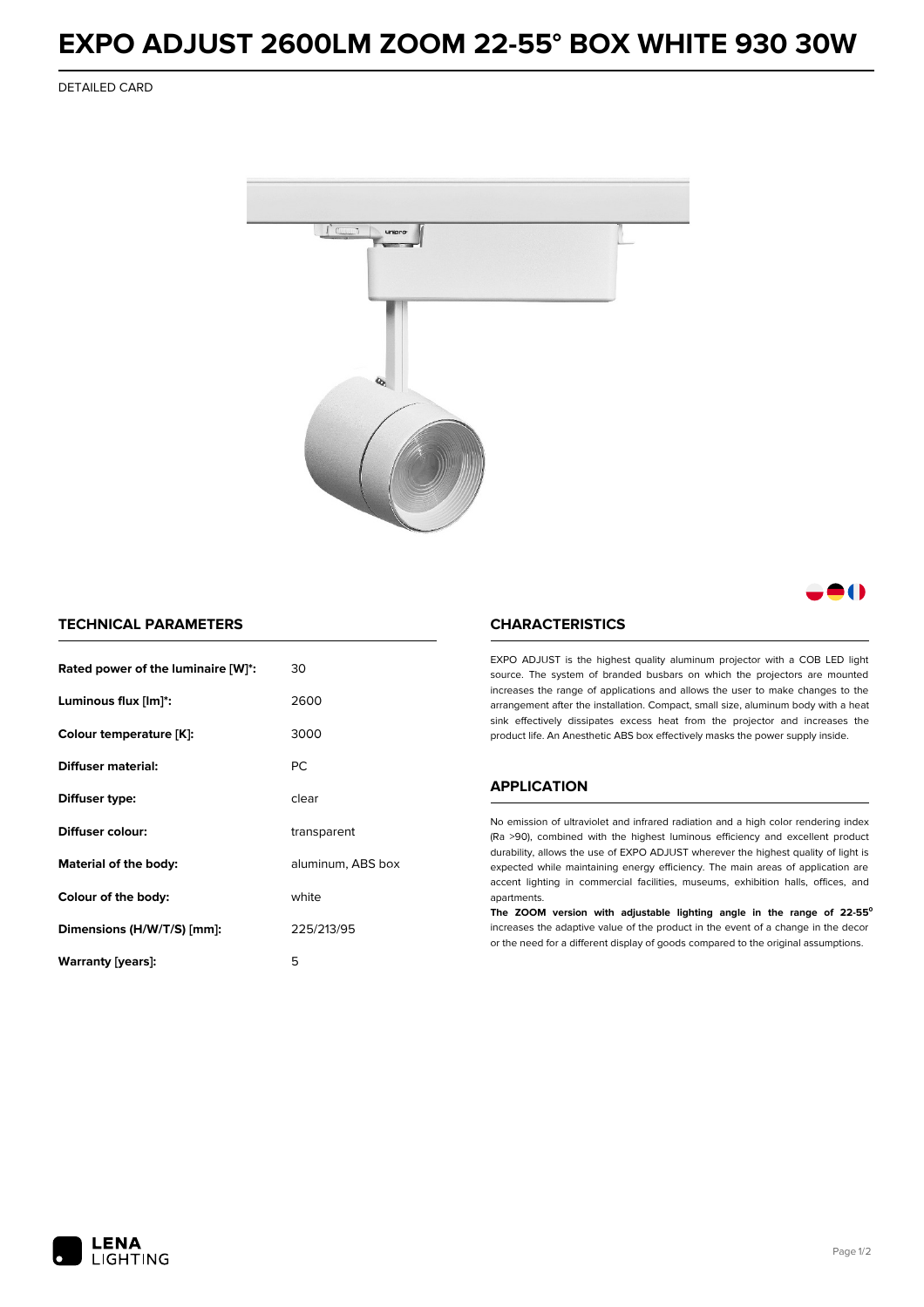# EXPO ADJUST 2600LM ZOOM 22-55° BOX WHITE 930 30W

DETAILED CARD

## TECHNICAL PARAMETERS

| | |
|---|---|
| **Rated power of the luminaire [W]*:** | 30 |
| **Luminous flux [lm]*:** | 2600 |
| **Colour temperature [K]:** | 3000 |
| **Diffuser material:** | PC |
| **Diffuser type:** | clear |
| **Diffuser colour:** | transparent |
| **Material of the body:** | aluminum, ABS box |
| **Colour of the body:** | white |
| **Dimensions (H/W/T/S) [mm]:** | 225/213/95 |
| **Warranty [years]:** | 5 |

## CHARACTERISTICS

EXPO ADJUST is the highest quality aluminum projector with a COB LED light source. The system of branded busbars on which the projectors are mounted increases the range of applications and allows the user to make changes to the arrangement after the installation. Compact, small size, aluminum body with a heat sink effectively dissipates excess heat from the projector and increases the product life. An Anesthetic ABS box effectively masks the power supply inside.

## APPLICATION

No emission of ultraviolet and infrared radiation and a high color rendering index (Ra >90), combined with the highest luminous efficiency and excellent product durability, allows the use of EXPO ADJUST wherever the highest quality of light is expected while maintaining energy efficiency. The main areas of application are accent lighting in commercial facilities, museums, exhibition halls, offices, and apartments.

**The ZOOM version with adjustable lighting angle in the range of 22-55°** increases the adaptive value of the product in the event of a change in the decor or the need for a different display of goods compared to the original assumptions.

LENA LIGHTING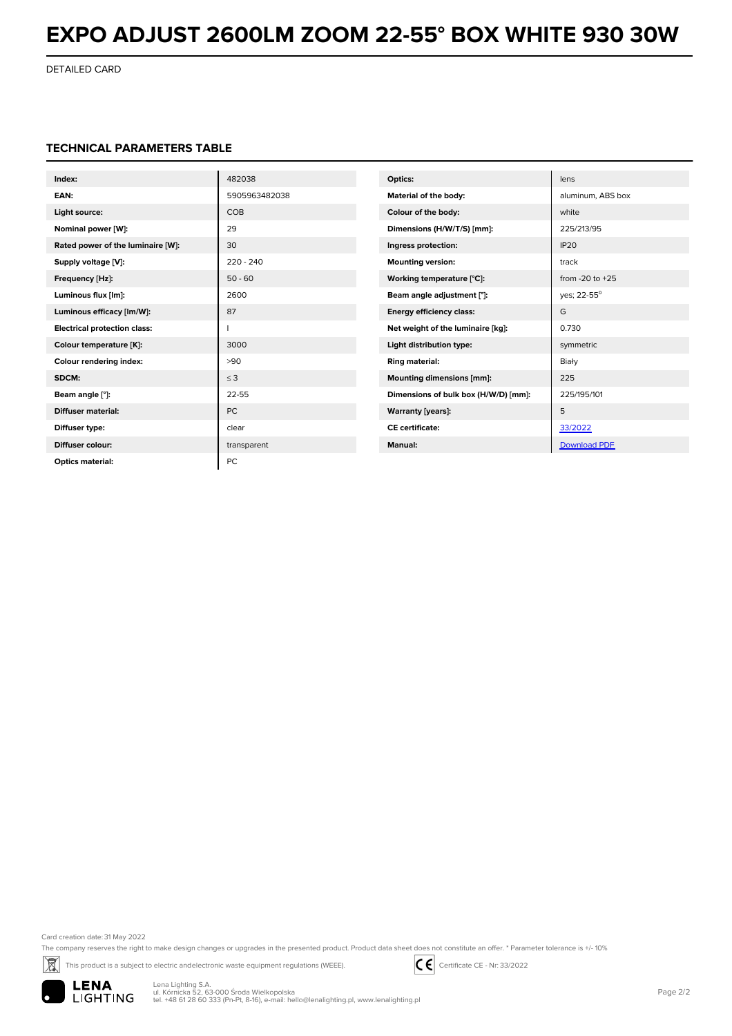# EXPO ADJUST 2600LM ZOOM 22-55° BOX WHITE 930 30W

DETAILED CARD

## TECHNICAL PARAMETERS TABLE

| | |
|---|---|
| **Index:** | 482038 |
| **EAN:** | 5905963482038 |
| **Light source:** | COB |
| **Nominal power [W]:** | 29 |
| **Rated power of the luminaire [W]:** | 30 |
| **Supply voltage [V]:** | 220 - 240 |
| **Frequency [Hz]:** | 50 - 60 |
| **Luminous flux [lm]:** | 2600 |
| **Luminous efficacy [lm/W]:** | 87 |
| **Electrical protection class:** | I |
| **Colour temperature [K]:** | 3000 |
| **Colour rendering index:** | >90 |
| **SDCM:** | ≤ 3 |
| **Beam angle [°]:** | 22-55 |
| **Diffuser material:** | PC |
| **Diffuser type:** | clear |
| **Diffuser colour:** | transparent |
| **Optics material:** | PC |

| | |
|---|---|
| **Optics:** | lens |
| **Material of the body:** | aluminum, ABS box |
| **Colour of the body:** | white |
| **Dimensions (H/W/T/S) [mm]:** | 225/213/95 |
| **Ingress protection:** | IP20 |
| **Mounting version:** | track |
| **Working temperature [°C]:** | from -20 to +25 |
| **Beam angle adjustment [°]:** | yes; 22-55° |
| **Energy efficiency class:** | G |
| **Net weight of the luminaire [kg]:** | 0.730 |
| **Light distribution type:** | symmetric |
| **Ring material:** | Biały |
| **Mounting dimensions [mm]:** | 225 |
| **Dimensions of bulk box (H/W/D) [mm]:** | 225/195/101 |
| **Warranty [years]:** | 5 |
| **CE certificate:** | 33/2022 |
| **Manual:** | Download PDF |

Card creation date: 31 May 2022

The company reserves the right to make design changes or upgrades in the presented product. Product data sheet does not constitute an offer. * Parameter tolerance is +/- 10%

This product is a subject to electric andelectronic waste equipment regulations (WEEE).

Certificate CE - Nr: 33/2022

Lena Lighting S.A.
ul. Kórnicka 52, 63-000 Środa Wielkopolska
tel. +48 61 28 60 333 (Pn-Pt, 8-16), e-mail: hello@lenalighting.pl, www.lenalighting.pl